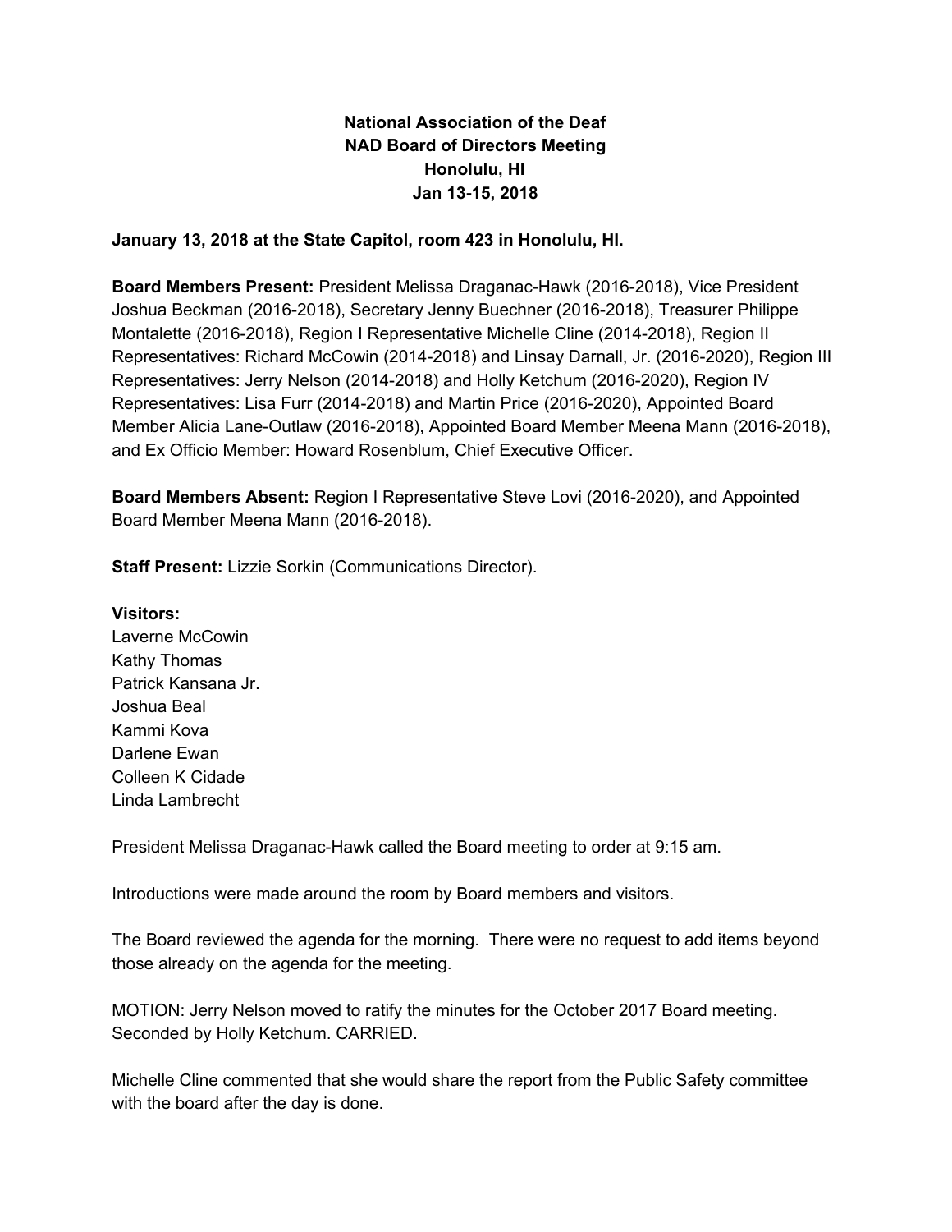**National Association of the Deaf**
**NAD Board of Directors Meeting**
**Honolulu, HI**
**Jan 13-15, 2018**

**January 13, 2018 at the State Capitol, room 423 in Honolulu, HI.**

**Board Members Present:** President Melissa Draganac-Hawk (2016-2018), Vice President Joshua Beckman (2016-2018), Secretary Jenny Buechner (2016-2018), Treasurer Philippe Montalette (2016-2018), Region I Representative Michelle Cline (2014-2018), Region II Representatives: Richard McCowin (2014-2018) and Linsay Darnall, Jr. (2016-2020), Region III Representatives: Jerry Nelson (2014-2018) and Holly Ketchum (2016-2020), Region IV Representatives: Lisa Furr (2014-2018) and Martin Price (2016-2020), Appointed Board Member Alicia Lane-Outlaw (2016-2018), Appointed Board Member Meena Mann (2016-2018), and Ex Officio Member: Howard Rosenblum, Chief Executive Officer.

**Board Members Absent:** Region I Representative Steve Lovi (2016-2020), and Appointed Board Member Meena Mann (2016-2018).

**Staff Present:** Lizzie Sorkin (Communications Director).

**Visitors:**
Laverne McCowin
Kathy Thomas
Patrick Kansana Jr.
Joshua Beal
Kammi Kova
Darlene Ewan
Colleen K Cidade
Linda Lambrecht

President Melissa Draganac-Hawk called the Board meeting to order at 9:15 am.

Introductions were made around the room by Board members and visitors.

The Board reviewed the agenda for the morning. There were no request to add items beyond those already on the agenda for the meeting.

MOTION: Jerry Nelson moved to ratify the minutes for the October 2017 Board meeting. Seconded by Holly Ketchum. CARRIED.

Michelle Cline commented that she would share the report from the Public Safety committee with the board after the day is done.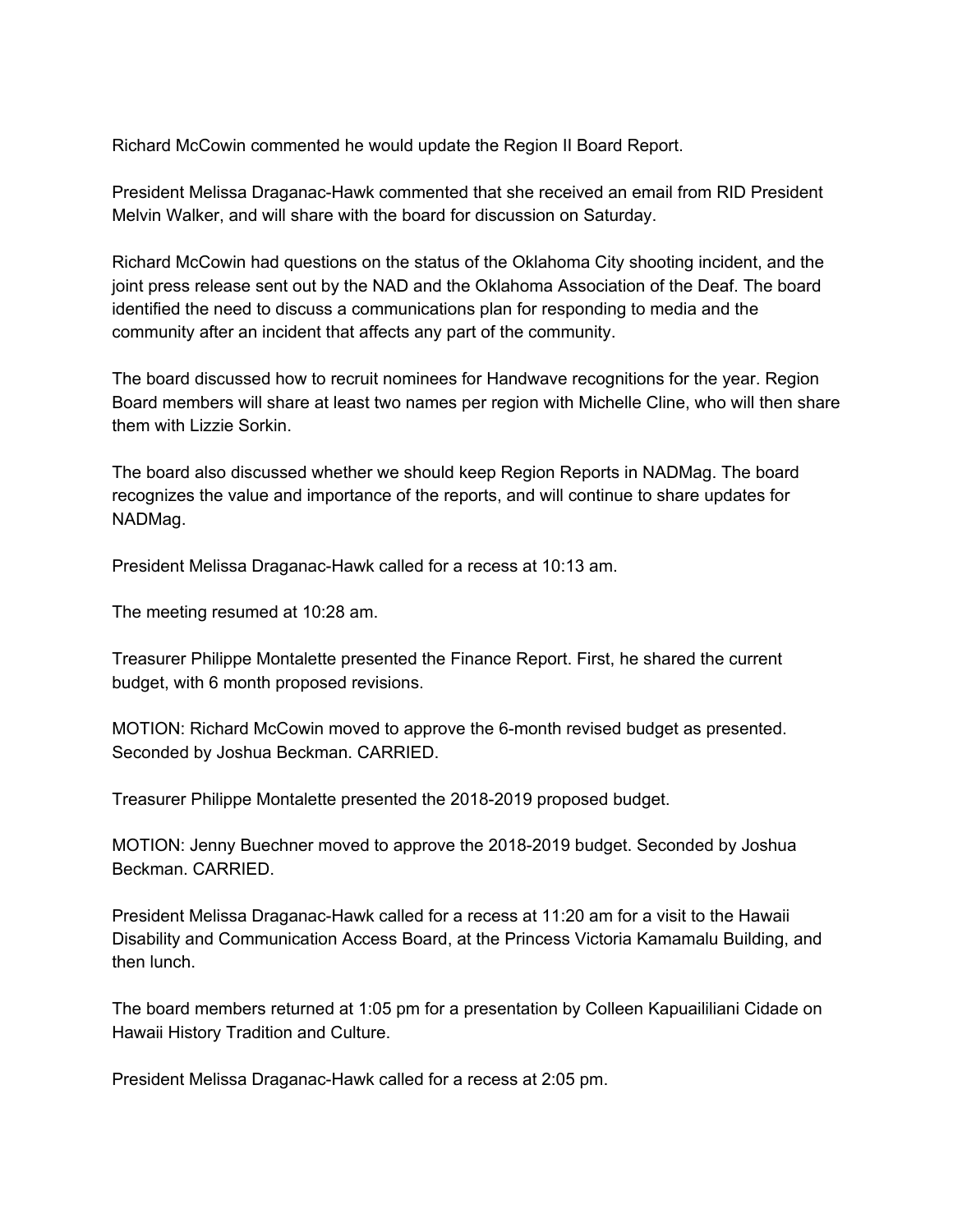Richard McCowin commented he would update the Region II Board Report.

President Melissa Draganac-Hawk commented that she received an email from RID President Melvin Walker, and will share with the board for discussion on Saturday.

Richard McCowin had questions on the status of the Oklahoma City shooting incident, and the joint press release sent out by the NAD and the Oklahoma Association of the Deaf. The board identified the need to discuss a communications plan for responding to media and the community after an incident that affects any part of the community.

The board discussed how to recruit nominees for Handwave recognitions for the year. Region Board members will share at least two names per region with Michelle Cline, who will then share them with Lizzie Sorkin.

The board also discussed whether we should keep Region Reports in NADMag. The board recognizes the value and importance of the reports, and will continue to share updates for NADMag.

President Melissa Draganac-Hawk called for a recess at 10:13 am.

The meeting resumed at 10:28 am.

Treasurer Philippe Montalette presented the Finance Report. First, he shared the current budget, with 6 month proposed revisions.

MOTION: Richard McCowin moved to approve the 6-month revised budget as presented. Seconded by Joshua Beckman. CARRIED.

Treasurer Philippe Montalette presented the 2018-2019 proposed budget.

MOTION: Jenny Buechner moved to approve the 2018-2019 budget. Seconded by Joshua Beckman. CARRIED.

President Melissa Draganac-Hawk called for a recess at 11:20 am for a visit to the Hawaii Disability and Communication Access Board, at the Princess Victoria Kamamalu Building, and then lunch.

The board members returned at 1:05 pm for a presentation by Colleen Kapuaililiani Cidade on Hawaii History Tradition and Culture.

President Melissa Draganac-Hawk called for a recess at 2:05 pm.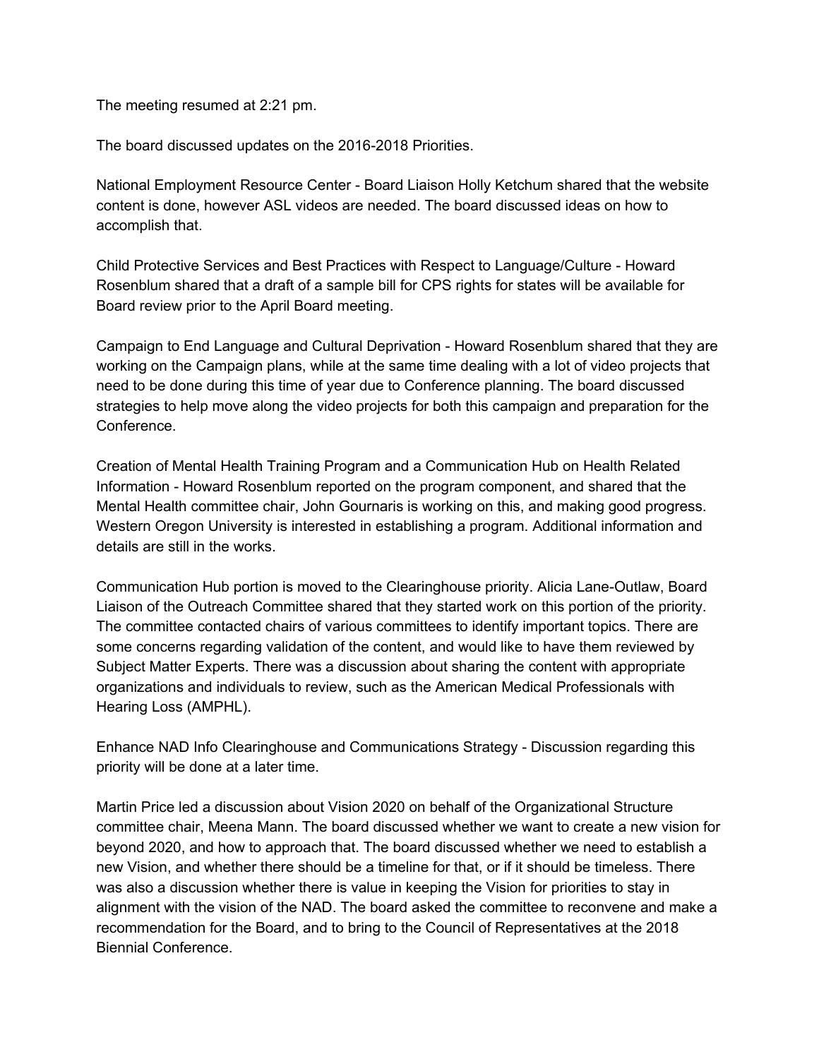The meeting resumed at 2:21 pm.

The board discussed updates on the 2016-2018 Priorities.

National Employment Resource Center - Board Liaison Holly Ketchum shared that the website content is done, however ASL videos are needed. The board discussed ideas on how to accomplish that.

Child Protective Services and Best Practices with Respect to Language/Culture - Howard Rosenblum shared that a draft of a sample bill for CPS rights for states will be available for Board review prior to the April Board meeting.

Campaign to End Language and Cultural Deprivation - Howard Rosenblum shared that they are working on the Campaign plans, while at the same time dealing with a lot of video projects that need to be done during this time of year due to Conference planning. The board discussed strategies to help move along the video projects for both this campaign and preparation for the Conference.

Creation of Mental Health Training Program and a Communication Hub on Health Related Information - Howard Rosenblum reported on the program component, and shared that the Mental Health committee chair, John Gournaris is working on this, and making good progress. Western Oregon University is interested in establishing a program. Additional information and details are still in the works.

Communication Hub portion is moved to the Clearinghouse priority. Alicia Lane-Outlaw, Board Liaison of the Outreach Committee shared that they started work on this portion of the priority. The committee contacted chairs of various committees to identify important topics. There are some concerns regarding validation of the content, and would like to have them reviewed by Subject Matter Experts. There was a discussion about sharing the content with appropriate organizations and individuals to review, such as the American Medical Professionals with Hearing Loss (AMPHL).

Enhance NAD Info Clearinghouse and Communications Strategy - Discussion regarding this priority will be done at a later time.

Martin Price led a discussion about Vision 2020 on behalf of the Organizational Structure committee chair, Meena Mann. The board discussed whether we want to create a new vision for beyond 2020, and how to approach that. The board discussed whether we need to establish a new Vision, and whether there should be a timeline for that, or if it should be timeless. There was also a discussion whether there is value in keeping the Vision for priorities to stay in alignment with the vision of the NAD. The board asked the committee to reconvene and make a recommendation for the Board, and to bring to the Council of Representatives at the 2018 Biennial Conference.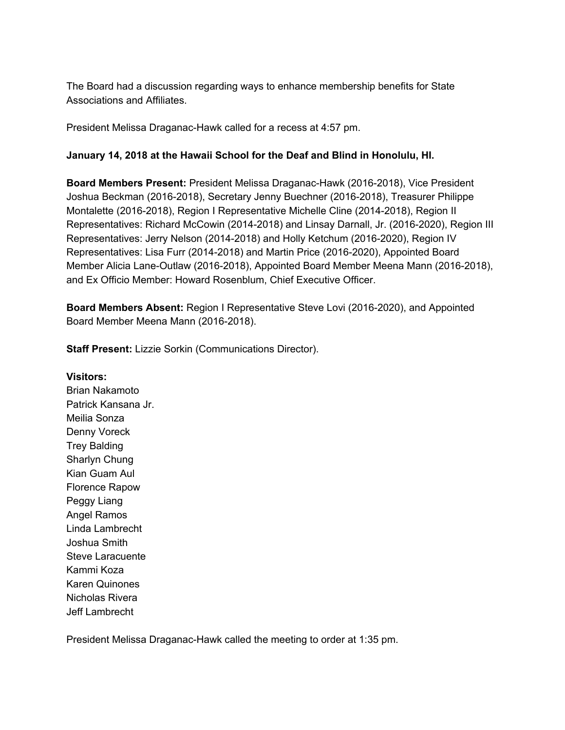The Board had a discussion regarding ways to enhance membership benefits for State Associations and Affiliates.

President Melissa Draganac-Hawk called for a recess at 4:57 pm.

**January 14, 2018 at the Hawaii School for the Deaf and Blind in Honolulu, HI.**

**Board Members Present:** President Melissa Draganac-Hawk (2016-2018), Vice President Joshua Beckman (2016-2018), Secretary Jenny Buechner (2016-2018), Treasurer Philippe Montalette (2016-2018), Region I Representative Michelle Cline (2014-2018), Region II Representatives: Richard McCowin (2014-2018) and Linsay Darnall, Jr. (2016-2020), Region III Representatives: Jerry Nelson (2014-2018) and Holly Ketchum (2016-2020), Region IV Representatives: Lisa Furr (2014-2018) and Martin Price (2016-2020), Appointed Board Member Alicia Lane-Outlaw (2016-2018), Appointed Board Member Meena Mann (2016-2018), and Ex Officio Member: Howard Rosenblum, Chief Executive Officer.

**Board Members Absent:** Region I Representative Steve Lovi (2016-2020), and Appointed Board Member Meena Mann (2016-2018).

**Staff Present:** Lizzie Sorkin (Communications Director).

**Visitors:**
Brian Nakamoto
Patrick Kansana Jr.
Meilia Sonza
Denny Voreck
Trey Balding
Sharlyn Chung
Kian Guam Aul
Florence Rapow
Peggy Liang
Angel Ramos
Linda Lambrecht
Joshua Smith
Steve Laracuente
Kammi Koza
Karen Quinones
Nicholas Rivera
Jeff Lambrecht

President Melissa Draganac-Hawk called the meeting to order at 1:35 pm.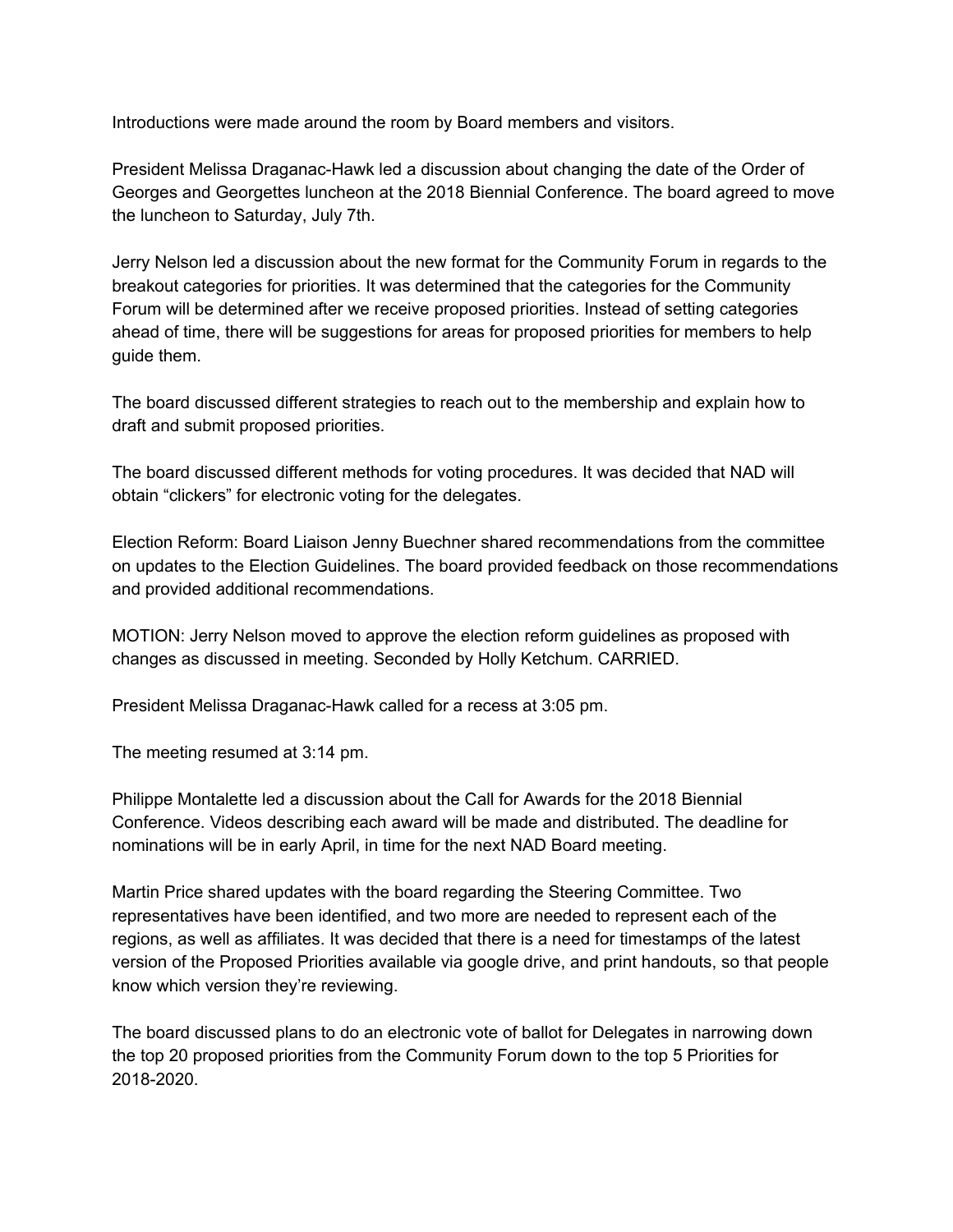Introductions were made around the room by Board members and visitors.

President Melissa Draganac-Hawk led a discussion about changing the date of the Order of Georges and Georgettes luncheon at the 2018 Biennial Conference. The board agreed to move the luncheon to Saturday, July 7th.

Jerry Nelson led a discussion about the new format for the Community Forum in regards to the breakout categories for priorities. It was determined that the categories for the Community Forum will be determined after we receive proposed priorities. Instead of setting categories ahead of time, there will be suggestions for areas for proposed priorities for members to help guide them.

The board discussed different strategies to reach out to the membership and explain how to draft and submit proposed priorities.

The board discussed different methods for voting procedures. It was decided that NAD will obtain "clickers" for electronic voting for the delegates.

Election Reform: Board Liaison Jenny Buechner shared recommendations from the committee on updates to the Election Guidelines. The board provided feedback on those recommendations and provided additional recommendations.

MOTION: Jerry Nelson moved to approve the election reform guidelines as proposed with changes as discussed in meeting. Seconded by Holly Ketchum. CARRIED.

President Melissa Draganac-Hawk called for a recess at 3:05 pm.

The meeting resumed at 3:14 pm.

Philippe Montalette led a discussion about the Call for Awards for the 2018 Biennial Conference. Videos describing each award will be made and distributed. The deadline for nominations will be in early April, in time for the next NAD Board meeting.

Martin Price shared updates with the board regarding the Steering Committee. Two representatives have been identified, and two more are needed to represent each of the regions, as well as affiliates. It was decided that there is a need for timestamps of the latest version of the Proposed Priorities available via google drive, and print handouts, so that people know which version they're reviewing.

The board discussed plans to do an electronic vote of ballot for Delegates in narrowing down the top 20 proposed priorities from the Community Forum down to the top 5 Priorities for 2018-2020.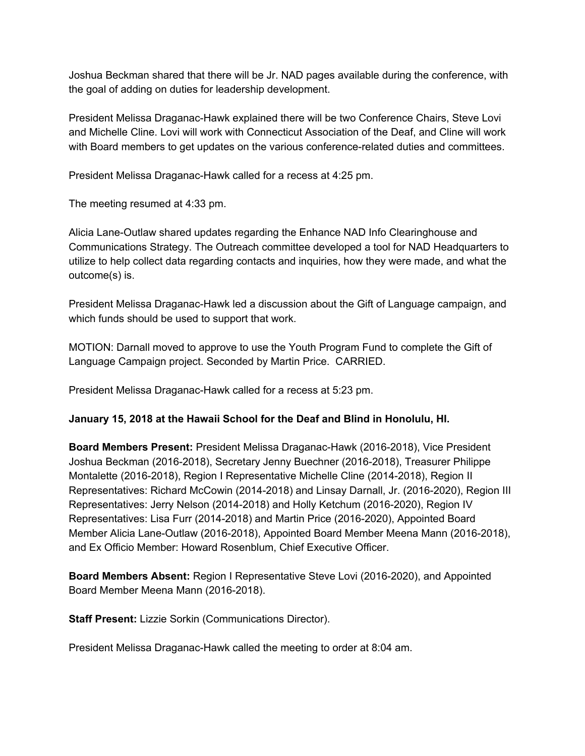Joshua Beckman shared that there will be Jr. NAD pages available during the conference, with the goal of adding on duties for leadership development.

President Melissa Draganac-Hawk explained there will be two Conference Chairs, Steve Lovi and Michelle Cline. Lovi will work with Connecticut Association of the Deaf, and Cline will work with Board members to get updates on the various conference-related duties and committees.

President Melissa Draganac-Hawk called for a recess at 4:25 pm.

The meeting resumed at 4:33 pm.

Alicia Lane-Outlaw shared updates regarding the Enhance NAD Info Clearinghouse and Communications Strategy. The Outreach committee developed a tool for NAD Headquarters to utilize to help collect data regarding contacts and inquiries, how they were made, and what the outcome(s) is.

President Melissa Draganac-Hawk led a discussion about the Gift of Language campaign, and which funds should be used to support that work.

MOTION: Darnall moved to approve to use the Youth Program Fund to complete the Gift of Language Campaign project. Seconded by Martin Price. CARRIED.

President Melissa Draganac-Hawk called for a recess at 5:23 pm.

**January 15, 2018 at the Hawaii School for the Deaf and Blind in Honolulu, HI.**

**Board Members Present:** President Melissa Draganac-Hawk (2016-2018), Vice President Joshua Beckman (2016-2018), Secretary Jenny Buechner (2016-2018), Treasurer Philippe Montalette (2016-2018), Region I Representative Michelle Cline (2014-2018), Region II Representatives: Richard McCowin (2014-2018) and Linsay Darnall, Jr. (2016-2020), Region III Representatives: Jerry Nelson (2014-2018) and Holly Ketchum (2016-2020), Region IV Representatives: Lisa Furr (2014-2018) and Martin Price (2016-2020), Appointed Board Member Alicia Lane-Outlaw (2016-2018), Appointed Board Member Meena Mann (2016-2018), and Ex Officio Member: Howard Rosenblum, Chief Executive Officer.

**Board Members Absent:** Region I Representative Steve Lovi (2016-2020), and Appointed Board Member Meena Mann (2016-2018).

**Staff Present:** Lizzie Sorkin (Communications Director).

President Melissa Draganac-Hawk called the meeting to order at 8:04 am.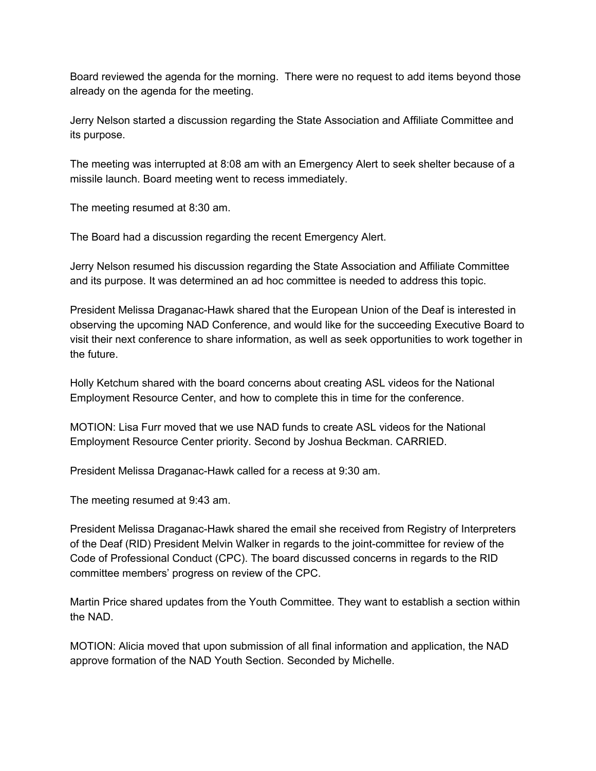Board reviewed the agenda for the morning.  There were no request to add items beyond those already on the agenda for the meeting.

Jerry Nelson started a discussion regarding the State Association and Affiliate Committee and its purpose.

The meeting was interrupted at 8:08 am with an Emergency Alert to seek shelter because of a missile launch. Board meeting went to recess immediately.

The meeting resumed at 8:30 am.

The Board had a discussion regarding the recent Emergency Alert.

Jerry Nelson resumed his discussion regarding the State Association and Affiliate Committee and its purpose. It was determined an ad hoc committee is needed to address this topic.

President Melissa Draganac-Hawk shared that the European Union of the Deaf is interested in observing the upcoming NAD Conference, and would like for the succeeding Executive Board to visit their next conference to share information, as well as seek opportunities to work together in the future.

Holly Ketchum shared with the board concerns about creating ASL videos for the National Employment Resource Center, and how to complete this in time for the conference.

MOTION: Lisa Furr moved that we use NAD funds to create ASL videos for the National Employment Resource Center priority. Second by Joshua Beckman. CARRIED.

President Melissa Draganac-Hawk called for a recess at 9:30 am.

The meeting resumed at 9:43 am.

President Melissa Draganac-Hawk shared the email she received from Registry of Interpreters of the Deaf (RID) President Melvin Walker in regards to the joint-committee for review of the Code of Professional Conduct (CPC). The board discussed concerns in regards to the RID committee members' progress on review of the CPC.

Martin Price shared updates from the Youth Committee. They want to establish a section within the NAD.

MOTION: Alicia moved that upon submission of all final information and application, the NAD approve formation of the NAD Youth Section. Seconded by Michelle.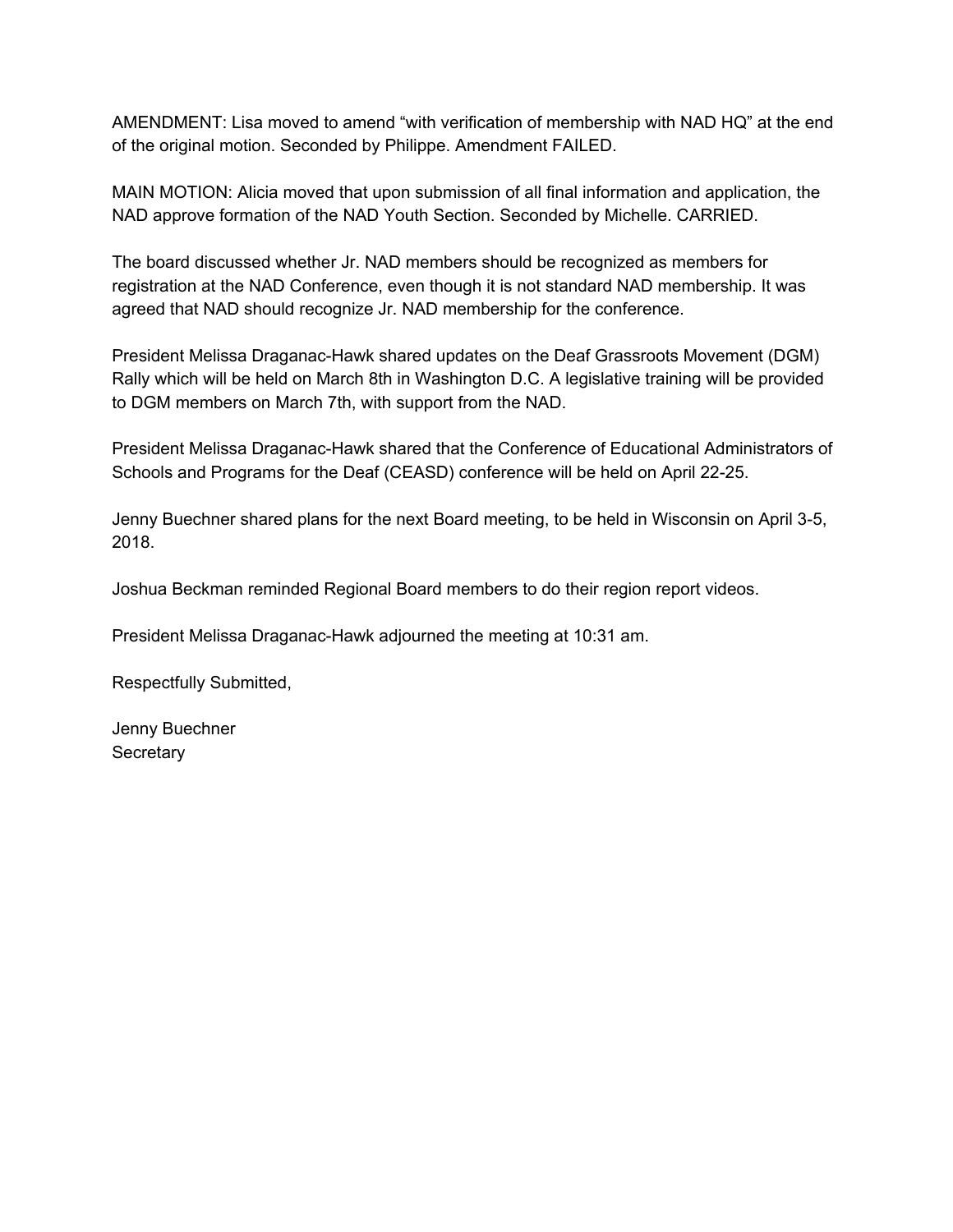AMENDMENT: Lisa moved to amend "with verification of membership with NAD HQ" at the end of the original motion. Seconded by Philippe. Amendment FAILED.

MAIN MOTION: Alicia moved that upon submission of all final information and application, the NAD approve formation of the NAD Youth Section. Seconded by Michelle. CARRIED.

The board discussed whether Jr. NAD members should be recognized as members for registration at the NAD Conference, even though it is not standard NAD membership. It was agreed that NAD should recognize Jr. NAD membership for the conference.

President Melissa Draganac-Hawk shared updates on the Deaf Grassroots Movement (DGM) Rally which will be held on March 8th in Washington D.C. A legislative training will be provided to DGM members on March 7th, with support from the NAD.

President Melissa Draganac-Hawk shared that the Conference of Educational Administrators of Schools and Programs for the Deaf (CEASD) conference will be held on April 22-25.

Jenny Buechner shared plans for the next Board meeting, to be held in Wisconsin on April 3-5, 2018.

Joshua Beckman reminded Regional Board members to do their region report videos.

President Melissa Draganac-Hawk adjourned the meeting at 10:31 am.

Respectfully Submitted,

Jenny Buechner
Secretary